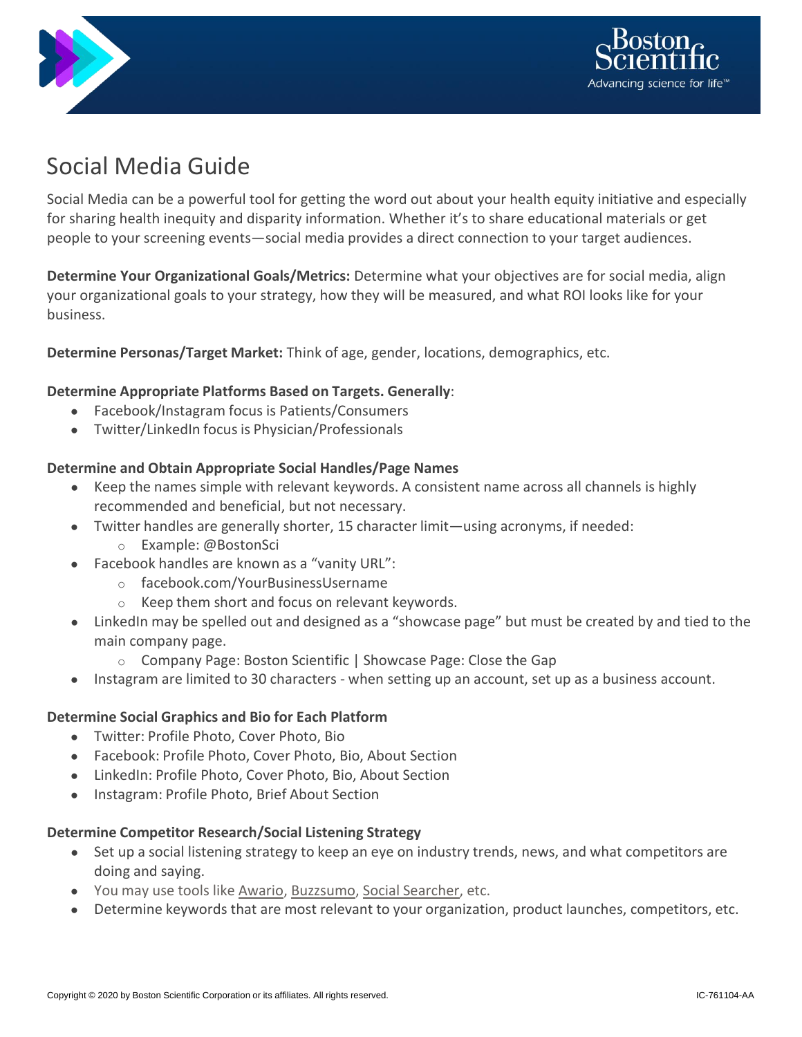# Social Media Guide

Social Media can be a powerful tool for getting the word out about your health equity initiative and especially for sharing health inequity and disparity information. Whether it's to share educational materials or get people to your screening events—social media provides a direct connection to your target audiences.

**Determine Your Organizational Goals/Metrics:** Determine what your objectives are for social media, align your organizational goals to your strategy, how they will be measured, and what ROI looks like for your business.

**Determine Personas/Target Market:** Think of age, gender, locations, demographics, etc.

**Determine Appropriate Platforms Based on Targets. Generally**:

- Facebook/Instagram focus is Patients/Consumers
- Twitter/LinkedIn focus is Physician/Professionals

**Determine and Obtain Appropriate Social Handles/Page Names**

- Keep the names simple with relevant keywords. A consistent name across all channels is highly recommended and beneficial, but not necessary.
- Twitter handles are generally shorter, 15 character limit—using acronyms, if needed:
    - Example: @BostonSci
- Facebook handles are known as a "vanity URL":
    - facebook.com/YourBusinessUsername
    - Keep them short and focus on relevant keywords.
- LinkedIn may be spelled out and designed as a "showcase page" but must be created by and tied to the main company page.
    - Company Page: Boston Scientific | Showcase Page: Close the Gap
- Instagram are limited to 30 characters - when setting up an account, set up as a business account.

**Determine Social Graphics and Bio for Each Platform**

- Twitter: Profile Photo, Cover Photo, Bio
- Facebook: Profile Photo, Cover Photo, Bio, About Section
- LinkedIn: Profile Photo, Cover Photo, Bio, About Section
- Instagram: Profile Photo, Brief About Section

**Determine Competitor Research/Social Listening Strategy**

- Set up a social listening strategy to keep an eye on industry trends, news, and what competitors are doing and saying.
- You may use tools like Awario, Buzzsumo, Social Searcher, etc.
- Determine keywords that are most relevant to your organization, product launches, competitors, etc.

Copyright © 2020 by Boston Scientific Corporation or its affiliates. All rights reserved. IC-761104-AA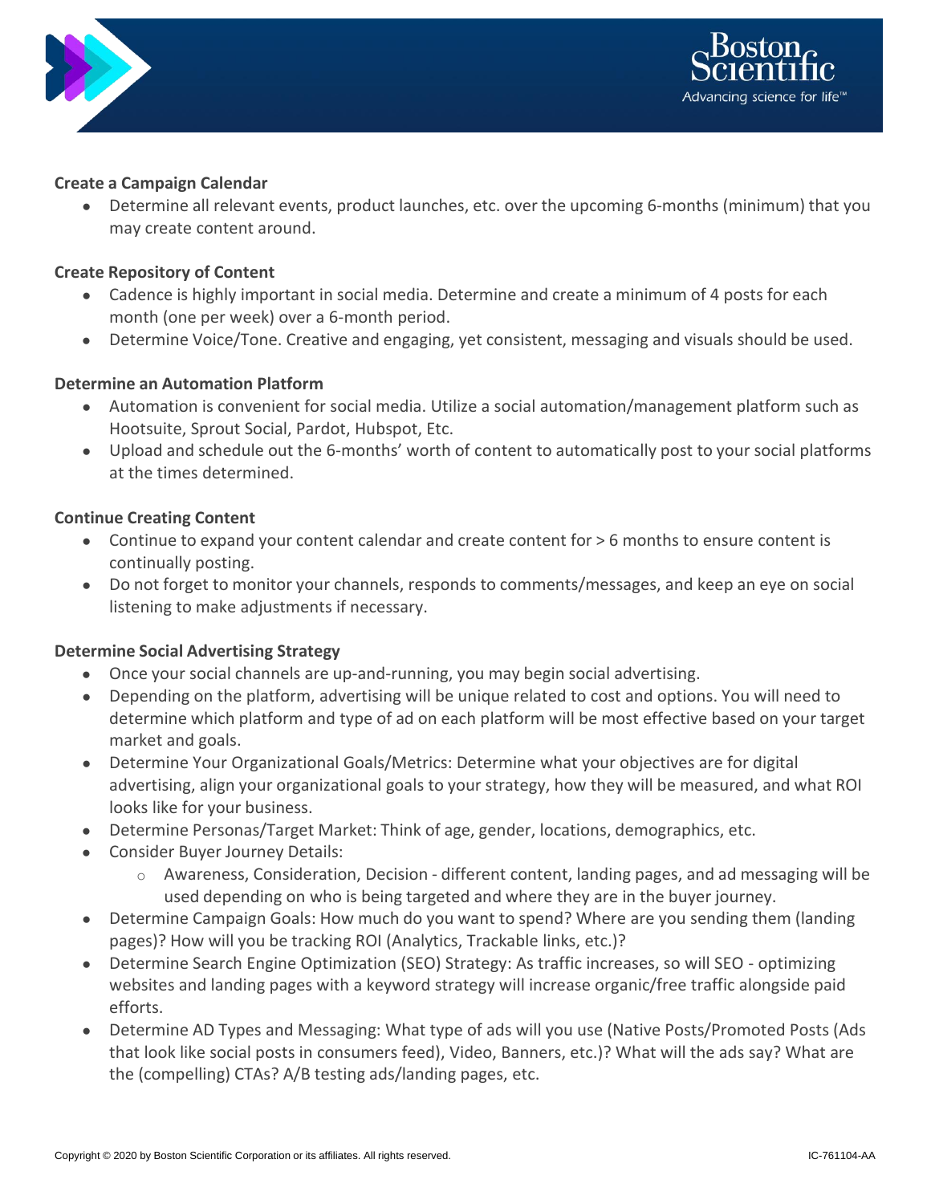**Create a Campaign Calendar**

- Determine all relevant events, product launches, etc. over the upcoming 6-months (minimum) that you may create content around.

**Create Repository of Content**

- Cadence is highly important in social media. Determine and create a minimum of 4 posts for each month (one per week) over a 6-month period.
- Determine Voice/Tone. Creative and engaging, yet consistent, messaging and visuals should be used.

**Determine an Automation Platform**

- Automation is convenient for social media. Utilize a social automation/management platform such as Hootsuite, Sprout Social, Pardot, Hubspot, Etc.
- Upload and schedule out the 6-months' worth of content to automatically post to your social platforms at the times determined.

**Continue Creating Content**

- Continue to expand your content calendar and create content for > 6 months to ensure content is continually posting.
- Do not forget to monitor your channels, responds to comments/messages, and keep an eye on social listening to make adjustments if necessary.

**Determine Social Advertising Strategy**

- Once your social channels are up-and-running, you may begin social advertising.
- Depending on the platform, advertising will be unique related to cost and options. You will need to determine which platform and type of ad on each platform will be most effective based on your target market and goals.
- Determine Your Organizational Goals/Metrics: Determine what your objectives are for digital advertising, align your organizational goals to your strategy, how they will be measured, and what ROI looks like for your business.
- Determine Personas/Target Market: Think of age, gender, locations, demographics, etc.
- Consider Buyer Journey Details:
    - Awareness, Consideration, Decision - different content, landing pages, and ad messaging will be used depending on who is being targeted and where they are in the buyer journey.
- Determine Campaign Goals: How much do you want to spend? Where are you sending them (landing pages)? How will you be tracking ROI (Analytics, Trackable links, etc.)?
- Determine Search Engine Optimization (SEO) Strategy: As traffic increases, so will SEO - optimizing websites and landing pages with a keyword strategy will increase organic/free traffic alongside paid efforts.
- Determine AD Types and Messaging: What type of ads will you use (Native Posts/Promoted Posts (Ads that look like social posts in consumers feed), Video, Banners, etc.)? What will the ads say? What are the (compelling) CTAs? A/B testing ads/landing pages, etc.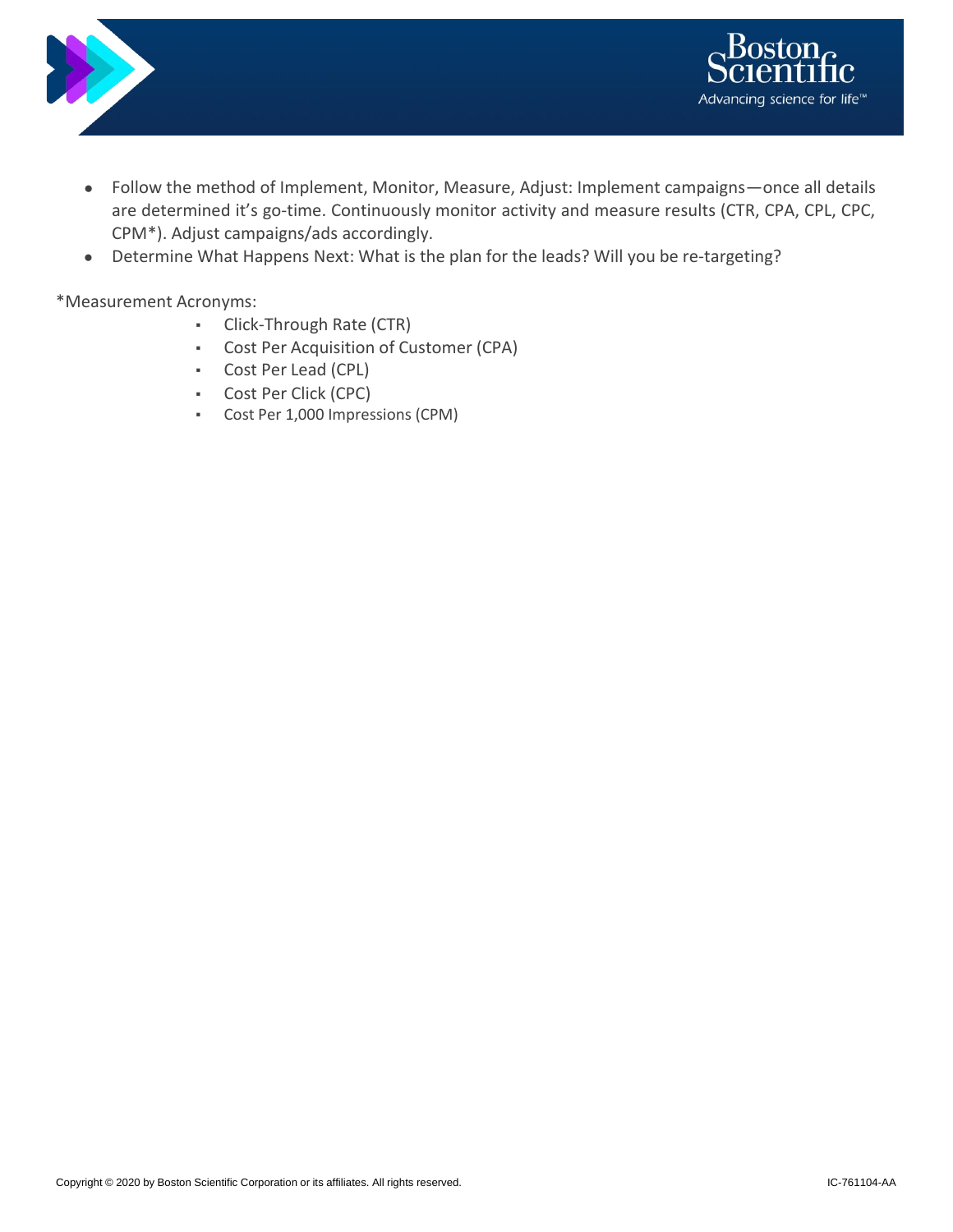- Follow the method of Implement, Monitor, Measure, Adjust: Implement campaigns—once all details are determined it's go-time. Continuously monitor activity and measure results (CTR, CPA, CPL, CPC, CPM*). Adjust campaigns/ads accordingly.
- Determine What Happens Next: What is the plan for the leads? Will you be re-targeting?

*Measurement Acronyms:

- Click-Through Rate (CTR)
- Cost Per Acquisition of Customer (CPA)
- Cost Per Lead (CPL)
- Cost Per Click (CPC)
- Cost Per 1,000 Impressions (CPM)

Copyright © 2020 by Boston Scientific Corporation or its affiliates. All rights reserved.

IC-761104-AA